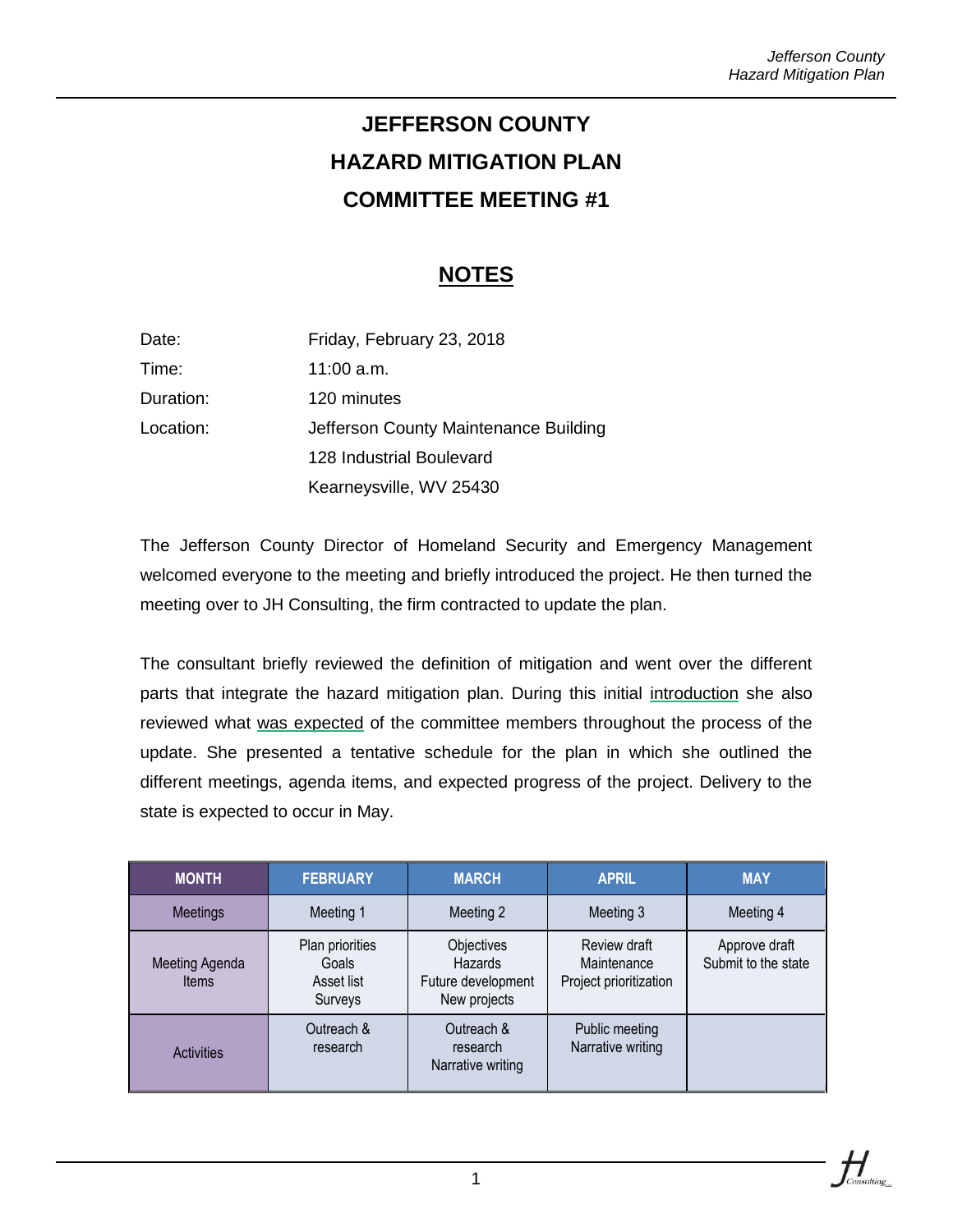# JEFFERSON COUNTY
# HAZARD MITIGATION PLAN
# COMMITTEE MEETING #1

## NOTES

| | |
|---|---|
| Date: | Friday, February 23, 2018 |
| Time: | 11:00 a.m. |
| Duration: | 120 minutes |
| Location: | Jefferson County Maintenance Building<br>128 Industrial Boulevard<br>Kearneysville, WV 25430 |

The Jefferson County Director of Homeland Security and Emergency Management welcomed everyone to the meeting and briefly introduced the project. He then turned the meeting over to JH Consulting, the firm contracted to update the plan.

The consultant briefly reviewed the definition of mitigation and went over the different parts that integrate the hazard mitigation plan. During this initial introduction she also reviewed what was expected of the committee members throughout the process of the update. She presented a tentative schedule for the plan in which she outlined the different meetings, agenda items, and expected progress of the project. Delivery to the state is expected to occur in May.

| MONTH | FEBRUARY | MARCH | APRIL | MAY |
|---|---|---|---|---|
| Meetings | Meeting 1 | Meeting 2 | Meeting 3 | Meeting 4 |
| Meeting Agenda Items | Plan priorities<br>Goals<br>Asset list<br>Surveys | Objectives<br>Hazards<br>Future development<br>New projects | Review draft<br>Maintenance<br>Project prioritization | Approve draft<br>Submit to the state |
| Activities | Outreach & research | Outreach & research<br>Narrative writing | Public meeting<br>Narrative writing | |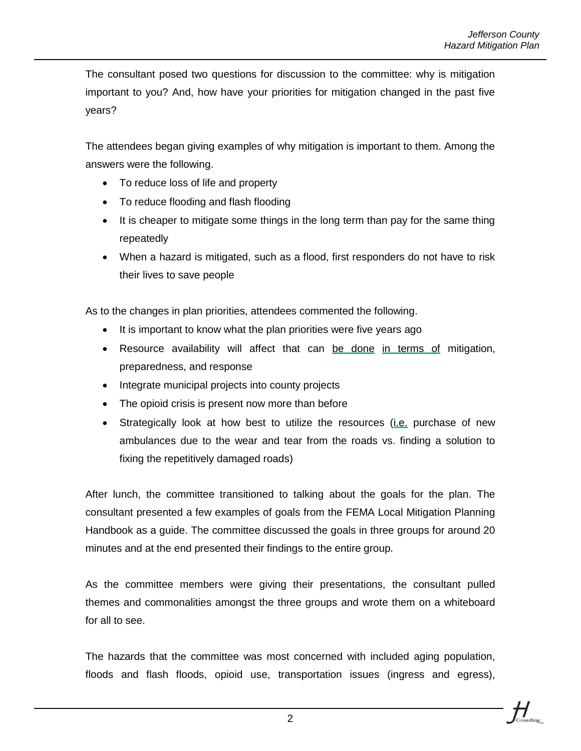The consultant posed two questions for discussion to the committee: why is mitigation important to you? And, how have your priorities for mitigation changed in the past five years?

The attendees began giving examples of why mitigation is important to them. Among the answers were the following.

- To reduce loss of life and property
- To reduce flooding and flash flooding
- It is cheaper to mitigate some things in the long term than pay for the same thing repeatedly
- When a hazard is mitigated, such as a flood, first responders do not have to risk their lives to save people

As to the changes in plan priorities, attendees commented the following.

- It is important to know what the plan priorities were five years ago
- Resource availability will affect that can be done in terms of mitigation, preparedness, and response
- Integrate municipal projects into county projects
- The opioid crisis is present now more than before
- Strategically look at how best to utilize the resources (i.e. purchase of new ambulances due to the wear and tear from the roads vs. finding a solution to fixing the repetitively damaged roads)

After lunch, the committee transitioned to talking about the goals for the plan. The consultant presented a few examples of goals from the FEMA Local Mitigation Planning Handbook as a guide. The committee discussed the goals in three groups for around 20 minutes and at the end presented their findings to the entire group.

As the committee members were giving their presentations, the consultant pulled themes and commonalities amongst the three groups and wrote them on a whiteboard for all to see.

The hazards that the committee was most concerned with included aging population, floods and flash floods, opioid use, transportation issues (ingress and egress),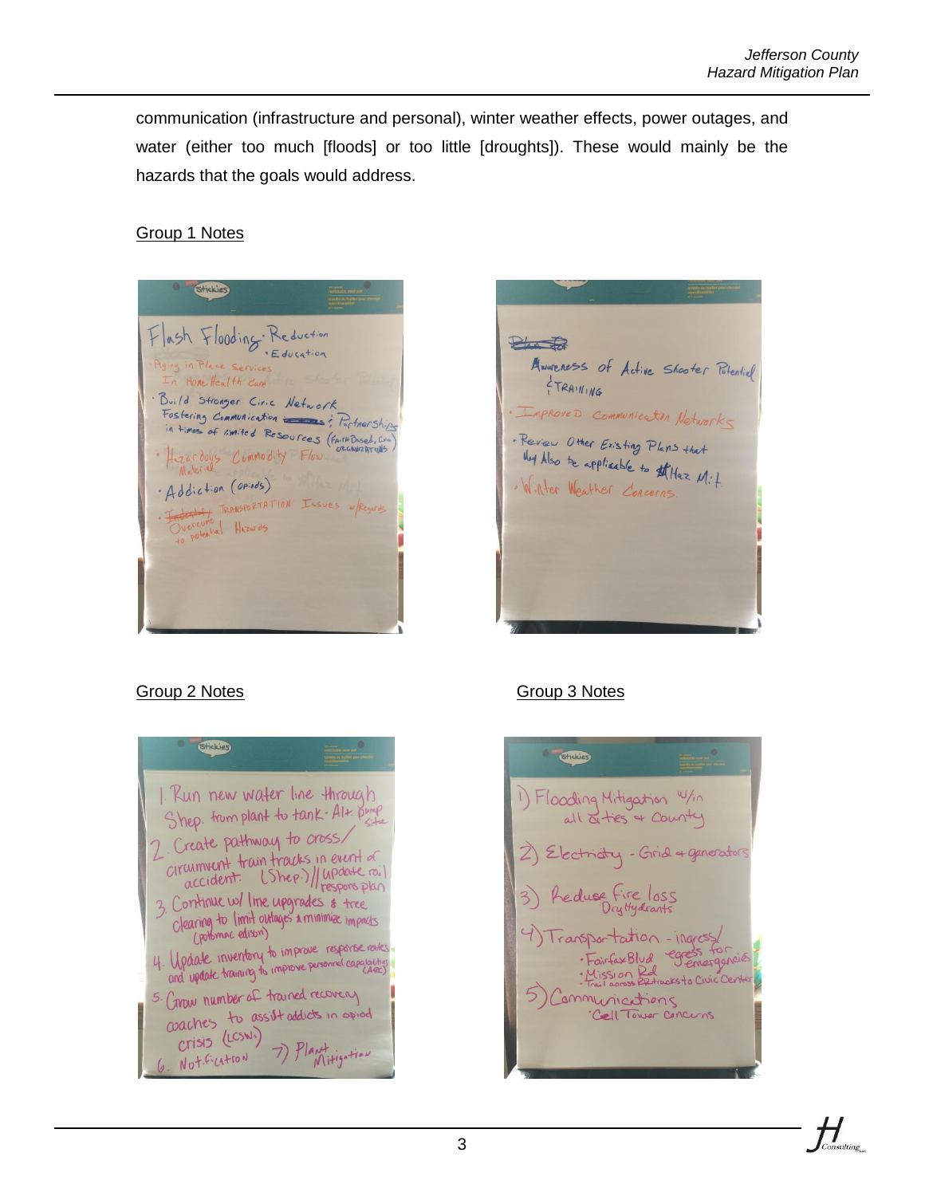communication (infrastructure and personal), winter weather effects, power outages, and water (either too much [floods] or too little [droughts]). These would mainly be the hazards that the goals would address.

Group 1 Notes

Flash Flooding · Reduction
· Education
· Aging in Place Services
In Home Health Care
· Build Stronger Civic Network
Fostering Communication ; Partnerships in times of limited Resources (Faith Based, Civic Organizations)
· Hazardous Commodity Flow Material
· Addiction (Opiods)
· Transportation Issues w/Regards Overcome to potential Hazards

Awareness of Active Shooter Potential & Training
· Improved Communication Networks
· Review Other Existing Plans that May Also be applicable to Haz Mit
· Winter Weather Concerns.

Group 2 Notes

1. Run new water line through Shep. from plant to tank - Alt pump site
2. Create pathway to cross/circumvent train tracks in event of accident. (Shep.) // update rail respons plan
3. Continue w/ line upgrades & tree clearing to limit outages & minimize impacts (potomac edison)
4. Update inventory to improve response rates and update training to improve personnel capabilities (ARES)
5. Grow number of trained recovery coaches to assist addicts in opiod crisis (LCSW)
6. Notification
7) Plant Mitigation

Group 3 Notes

1) Flooding Mitigation w/in all cities & County
2) Electricity - Grid & generators
3) Reduce Fire loss
Dry Hydrants
4) Transportation - ingress/egress for emergencies
· Fairfax Blvd
· Mission Rd
· Trail across RR tracks to Civic Center
5) Communications
Cell Tower Concerns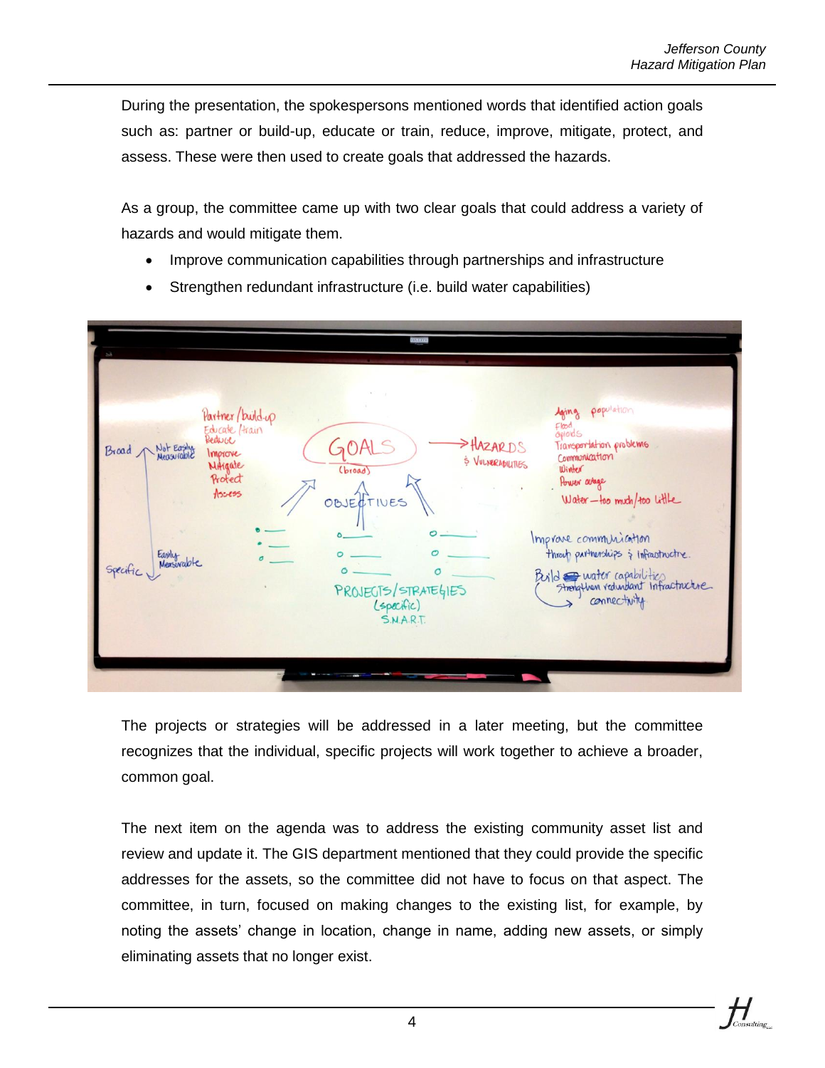During the presentation, the spokespersons mentioned words that identified action goals such as: partner or build-up, educate or train, reduce, improve, mitigate, protect, and assess. These were then used to create goals that addressed the hazards.

As a group, the committee came up with two clear goals that could address a variety of hazards and would mitigate them.

- Improve communication capabilities through partnerships and infrastructure
- Strengthen redundant infrastructure (i.e. build water capabilities)

The projects or strategies will be addressed in a later meeting, but the committee recognizes that the individual, specific projects will work together to achieve a broader, common goal.

The next item on the agenda was to address the existing community asset list and review and update it. The GIS department mentioned that they could provide the specific addresses for the assets, so the committee did not have to focus on that aspect. The committee, in turn, focused on making changes to the existing list, for example, by noting the assets' change in location, change in name, adding new assets, or simply eliminating assets that no longer exist.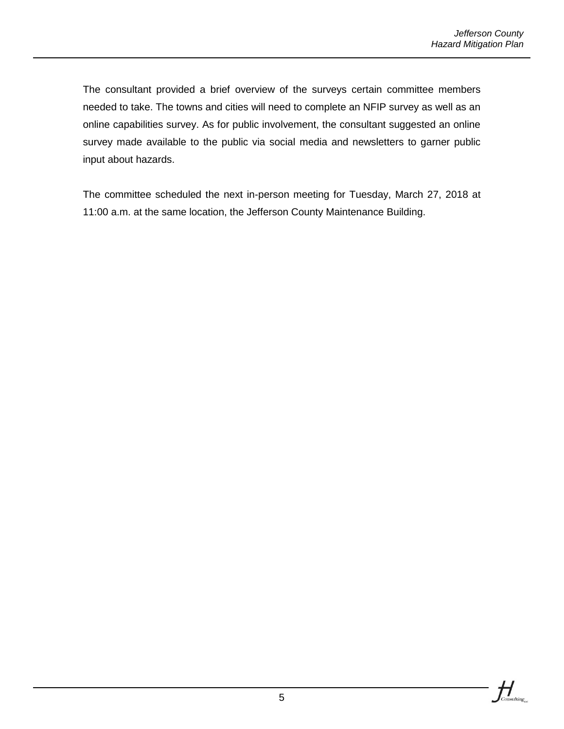The consultant provided a brief overview of the surveys certain committee members needed to take. The towns and cities will need to complete an NFIP survey as well as an online capabilities survey. As for public involvement, the consultant suggested an online survey made available to the public via social media and newsletters to garner public input about hazards.

The committee scheduled the next in-person meeting for Tuesday, March 27, 2018 at 11:00 a.m. at the same location, the Jefferson County Maintenance Building.